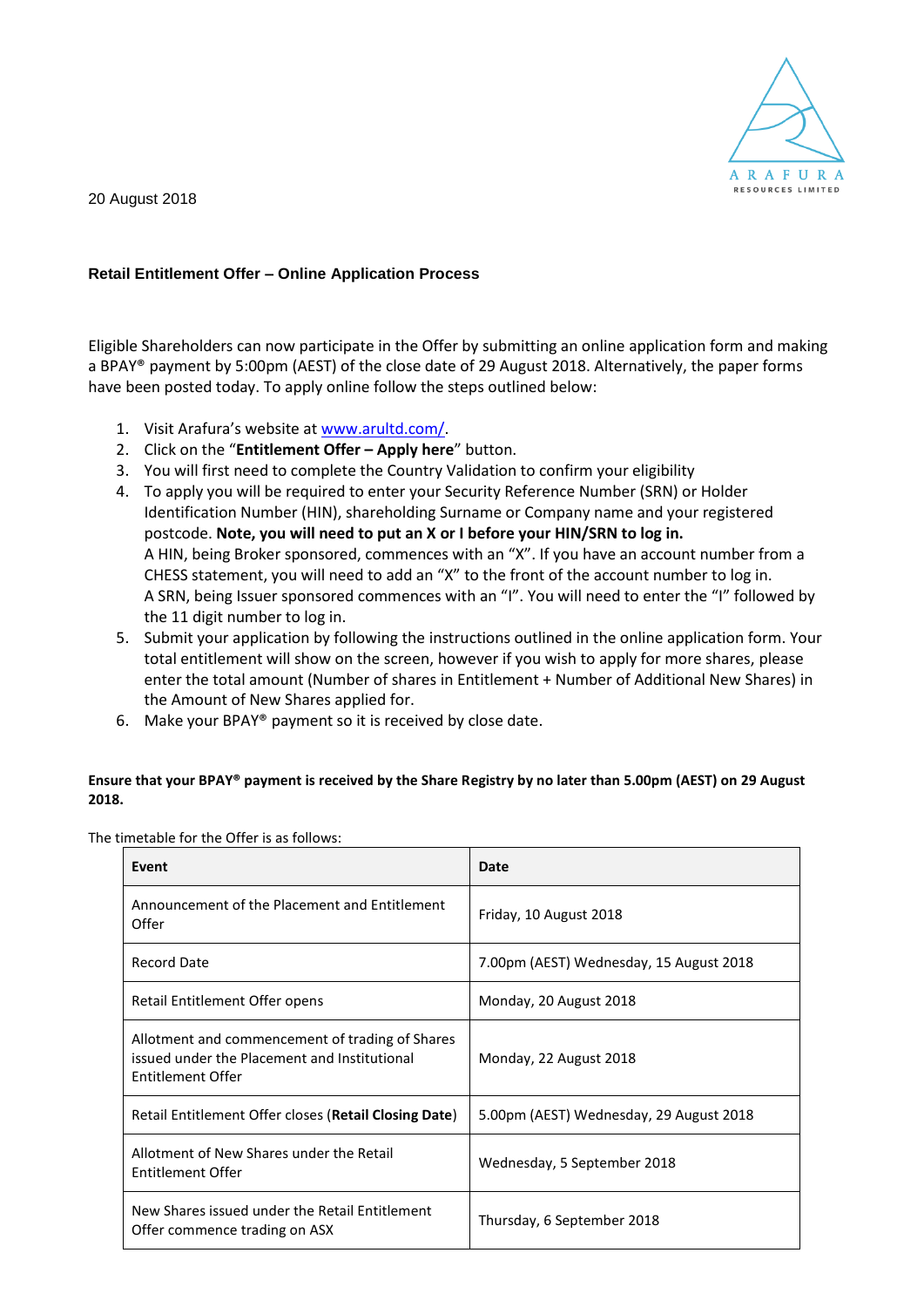ARAFURA RESOURCES LIMITED

20 August 2018

**Retail Entitlement Offer – Online Application Process**

Eligible Shareholders can now participate in the Offer by submitting an online application form and making a BPAY® payment by 5:00pm (AEST) of the close date of 29 August 2018. Alternatively, the paper forms have been posted today. To apply online follow the steps outlined below:

1. Visit Arafura's website at www.arultd.com/.
2. Click on the "**Entitlement Offer – Apply here**" button.
3. You will first need to complete the Country Validation to confirm your eligibility
4. To apply you will be required to enter your Security Reference Number (SRN) or Holder Identification Number (HIN), shareholding Surname or Company name and your registered postcode. **Note, you will need to put an X or I before your HIN/SRN to log in.**
   A HIN, being Broker sponsored, commences with an "X". If you have an account number from a CHESS statement, you will need to add an "X" to the front of the account number to log in.
   A SRN, being Issuer sponsored commences with an "I". You will need to enter the "I" followed by the 11 digit number to log in.
5. Submit your application by following the instructions outlined in the online application form. Your total entitlement will show on the screen, however if you wish to apply for more shares, please enter the total amount (Number of shares in Entitlement + Number of Additional New Shares) in the Amount of New Shares applied for.
6. Make your BPAY® payment so it is received by close date.

**Ensure that your BPAY® payment is received by the Share Registry by no later than 5.00pm (AEST) on 29 August 2018.**

The timetable for the Offer is as follows:

| Event | Date |
|---|---|
| Announcement of the Placement and Entitlement Offer | Friday, 10 August 2018 |
| Record Date | 7.00pm (AEST) Wednesday, 15 August 2018 |
| Retail Entitlement Offer opens | Monday, 20 August 2018 |
| Allotment and commencement of trading of Shares issued under the Placement and Institutional Entitlement Offer | Monday, 22 August 2018 |
| Retail Entitlement Offer closes (**Retail Closing Date**) | 5.00pm (AEST) Wednesday, 29 August 2018 |
| Allotment of New Shares under the Retail Entitlement Offer | Wednesday, 5 September 2018 |
| New Shares issued under the Retail Entitlement Offer commence trading on ASX | Thursday, 6 September 2018 |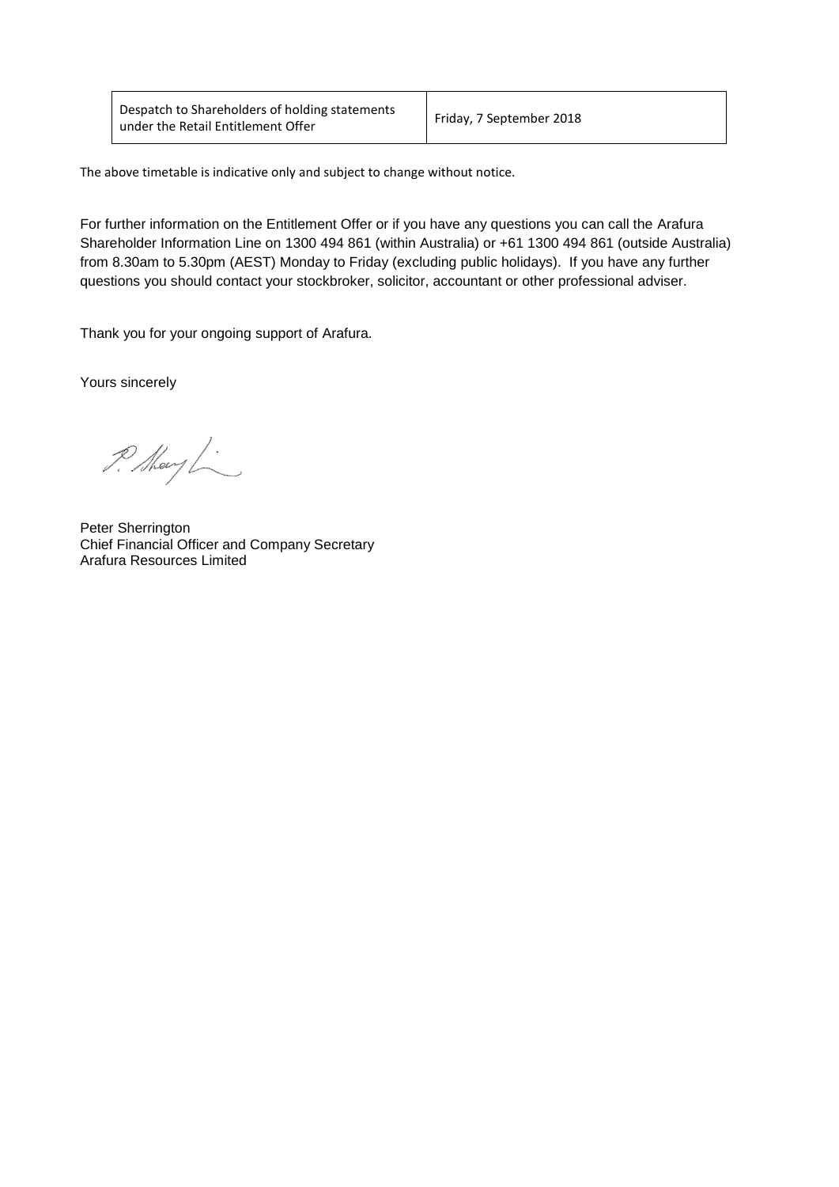| | |
|---|---|
| Despatch to Shareholders of holding statements under the Retail Entitlement Offer | Friday, 7 September 2018 |

The above timetable is indicative only and subject to change without notice.

For further information on the Entitlement Offer or if you have any questions you can call the Arafura Shareholder Information Line on 1300 494 861 (within Australia) or +61 1300 494 861 (outside Australia) from 8.30am to 5.30pm (AEST) Monday to Friday (excluding public holidays). If you have any further questions you should contact your stockbroker, solicitor, accountant or other professional adviser.

Thank you for your ongoing support of Arafura.

Yours sincerely

Peter Sherrington
Chief Financial Officer and Company Secretary
Arafura Resources Limited